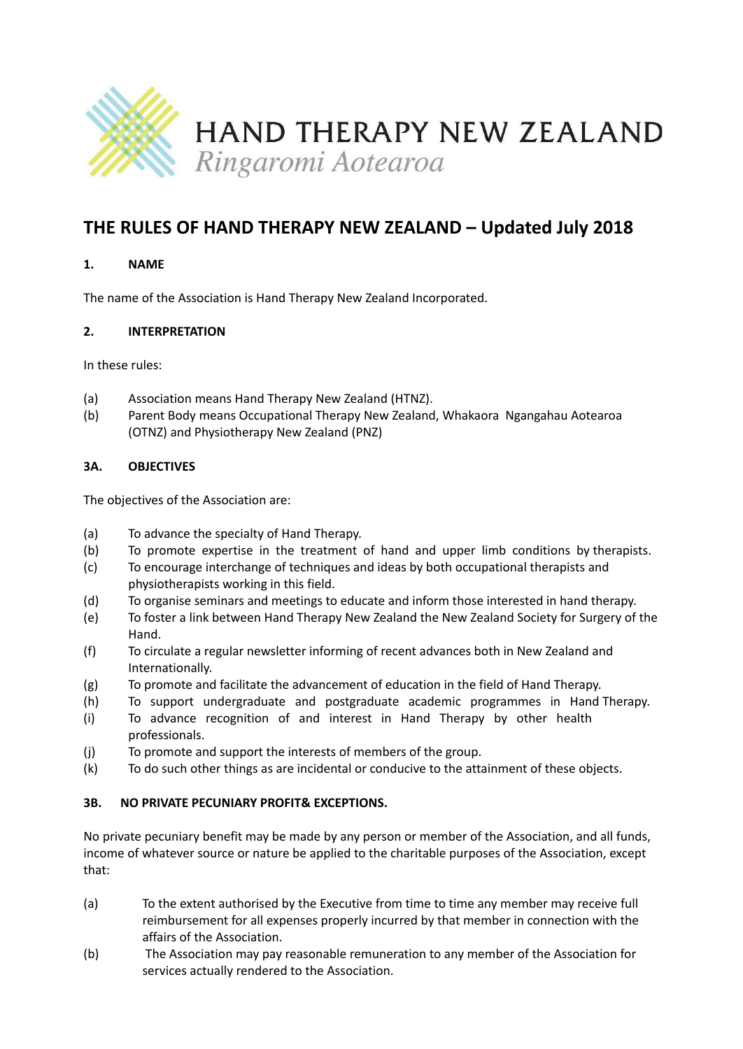HAND THERAPY NEW ZEALAND
*Ringaromi Aotearoa*

# THE RULES OF HAND THERAPY NEW ZEALAND – Updated July 2018

## 1. NAME

The name of the Association is Hand Therapy New Zealand Incorporated.

## 2. INTERPRETATION

In these rules:

(a) Association means Hand Therapy New Zealand (HTNZ).
(b) Parent Body means Occupational Therapy New Zealand, Whakaora Ngangahau Aotearoa (OTNZ) and Physiotherapy New Zealand (PNZ)

## 3A. OBJECTIVES

The objectives of the Association are:

(a) To advance the specialty of Hand Therapy.
(b) To promote expertise in the treatment of hand and upper limb conditions by therapists.
(c) To encourage interchange of techniques and ideas by both occupational therapists and physiotherapists working in this field.
(d) To organise seminars and meetings to educate and inform those interested in hand therapy.
(e) To foster a link between Hand Therapy New Zealand the New Zealand Society for Surgery of the Hand.
(f) To circulate a regular newsletter informing of recent advances both in New Zealand and Internationally.
(g) To promote and facilitate the advancement of education in the field of Hand Therapy.
(h) To support undergraduate and postgraduate academic programmes in Hand Therapy.
(i) To advance recognition of and interest in Hand Therapy by other health professionals.
(j) To promote and support the interests of members of the group.
(k) To do such other things as are incidental or conducive to the attainment of these objects.

## 3B. NO PRIVATE PECUNIARY PROFIT& EXCEPTIONS.

No private pecuniary benefit may be made by any person or member of the Association, and all funds, income of whatever source or nature be applied to the charitable purposes of the Association, except that:

(a) To the extent authorised by the Executive from time to time any member may receive full reimbursement for all expenses properly incurred by that member in connection with the affairs of the Association.
(b) The Association may pay reasonable remuneration to any member of the Association for services actually rendered to the Association.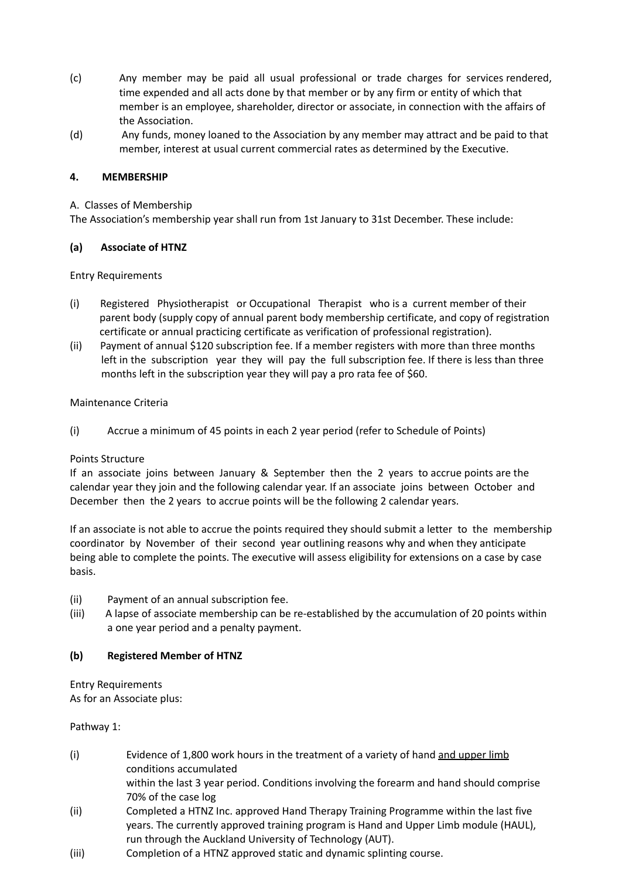(c) Any member may be paid all usual professional or trade charges for services rendered, time expended and all acts done by that member or by any firm or entity of which that member is an employee, shareholder, director or associate, in connection with the affairs of the Association.

(d) Any funds, money loaned to the Association by any member may attract and be paid to that member, interest at usual current commercial rates as determined by the Executive.

## 4. MEMBERSHIP

A. Classes of Membership

The Association's membership year shall run from 1st January to 31st December. These include:

### (a) Associate of HTNZ

Entry Requirements

(i) Registered Physiotherapist or Occupational Therapist who is a current member of their parent body (supply copy of annual parent body membership certificate, and copy of registration certificate or annual practicing certificate as verification of professional registration).

(ii) Payment of annual $120 subscription fee. If a member registers with more than three months left in the subscription year they will pay the full subscription fee. If there is less than three months left in the subscription year they will pay a pro rata fee of $60.

Maintenance Criteria

(i) Accrue a minimum of 45 points in each 2 year period (refer to Schedule of Points)

Points Structure

If an associate joins between January & September then the 2 years to accrue points are the calendar year they join and the following calendar year. If an associate joins between October and December then the 2 years to accrue points will be the following 2 calendar years.

If an associate is not able to accrue the points required they should submit a letter to the membership coordinator by November of their second year outlining reasons why and when they anticipate being able to complete the points. The executive will assess eligibility for extensions on a case by case basis.

(ii) Payment of an annual subscription fee.

(iii) A lapse of associate membership can be re-established by the accumulation of 20 points within a one year period and a penalty payment.

### (b) Registered Member of HTNZ

Entry Requirements

As for an Associate plus:

Pathway 1:

(i) Evidence of 1,800 work hours in the treatment of a variety of hand and upper limb conditions accumulated within the last 3 year period. Conditions involving the forearm and hand should comprise 70% of the case log

(ii) Completed a HTNZ Inc. approved Hand Therapy Training Programme within the last five years. The currently approved training program is Hand and Upper Limb module (HAUL), run through the Auckland University of Technology (AUT).

(iii) Completion of a HTNZ approved static and dynamic splinting course.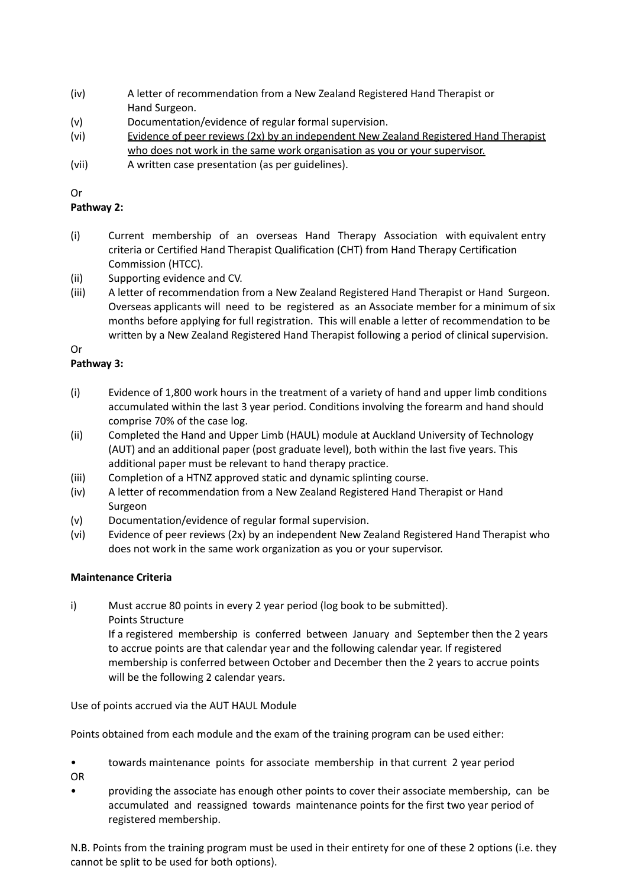(iv) A letter of recommendation from a New Zealand Registered Hand Therapist or Hand Surgeon.

(v) Documentation/evidence of regular formal supervision.

(vi) <u>Evidence of peer reviews (2x) by an independent New Zealand Registered Hand Therapist who does not work in the same work organisation as you or your supervisor.</u>

(vii) A written case presentation (as per guidelines).

Or

**Pathway 2:**

(i) Current membership of an overseas Hand Therapy Association with equivalent entry criteria or Certified Hand Therapist Qualification (CHT) from Hand Therapy Certification Commission (HTCC).

(ii) Supporting evidence and CV.

(iii) A letter of recommendation from a New Zealand Registered Hand Therapist or Hand Surgeon. Overseas applicants will need to be registered as an Associate member for a minimum of six months before applying for full registration. This will enable a letter of recommendation to be written by a New Zealand Registered Hand Therapist following a period of clinical supervision.

Or

**Pathway 3:**

(i) Evidence of 1,800 work hours in the treatment of a variety of hand and upper limb conditions accumulated within the last 3 year period. Conditions involving the forearm and hand should comprise 70% of the case log.

(ii) Completed the Hand and Upper Limb (HAUL) module at Auckland University of Technology (AUT) and an additional paper (post graduate level), both within the last five years. This additional paper must be relevant to hand therapy practice.

(iii) Completion of a HTNZ approved static and dynamic splinting course.

(iv) A letter of recommendation from a New Zealand Registered Hand Therapist or Hand Surgeon

(v) Documentation/evidence of regular formal supervision.

(vi) Evidence of peer reviews (2x) by an independent New Zealand Registered Hand Therapist who does not work in the same work organization as you or your supervisor.

**Maintenance Criteria**

i) Must accrue 80 points in every 2 year period (log book to be submitted).
Points Structure
If a registered membership is conferred between January and September then the 2 years to accrue points are that calendar year and the following calendar year. If registered membership is conferred between October and December then the 2 years to accrue points will be the following 2 calendar years.

Use of points accrued via the AUT HAUL Module

Points obtained from each module and the exam of the training program can be used either:

- towards maintenance points for associate membership in that current 2 year period

OR

- providing the associate has enough other points to cover their associate membership, can be accumulated and reassigned towards maintenance points for the first two year period of registered membership.

N.B. Points from the training program must be used in their entirety for one of these 2 options (i.e. they cannot be split to be used for both options).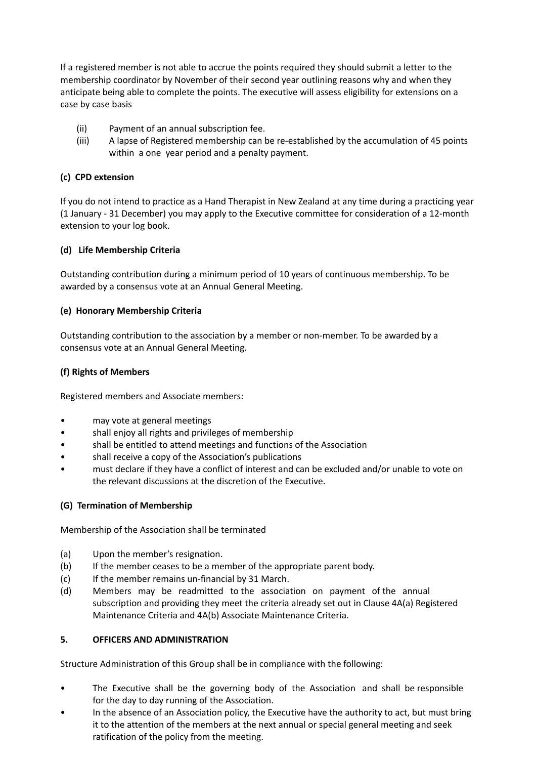If a registered member is not able to accrue the points required they should submit a letter to the membership coordinator by November of their second year outlining reasons why and when they anticipate being able to complete the points. The executive will assess eligibility for extensions on a case by case basis

(ii) Payment of an annual subscription fee.

(iii) A lapse of Registered membership can be re-established by the accumulation of 45 points within a one year period and a penalty payment.

**(c) CPD extension**

If you do not intend to practice as a Hand Therapist in New Zealand at any time during a practicing year (1 January - 31 December) you may apply to the Executive committee for consideration of a 12-month extension to your log book.

**(d) Life Membership Criteria**

Outstanding contribution during a minimum period of 10 years of continuous membership. To be awarded by a consensus vote at an Annual General Meeting.

**(e) Honorary Membership Criteria**

Outstanding contribution to the association by a member or non-member. To be awarded by a consensus vote at an Annual General Meeting.

**(f) Rights of Members**

Registered members and Associate members:

- may vote at general meetings
- shall enjoy all rights and privileges of membership
- shall be entitled to attend meetings and functions of the Association
- shall receive a copy of the Association's publications
- must declare if they have a conflict of interest and can be excluded and/or unable to vote on the relevant discussions at the discretion of the Executive.

**(G) Termination of Membership**

Membership of the Association shall be terminated

(a) Upon the member's resignation.

(b) If the member ceases to be a member of the appropriate parent body.

(c) If the member remains un-financial by 31 March.

(d) Members may be readmitted to the association on payment of the annual subscription and providing they meet the criteria already set out in Clause 4A(a) Registered Maintenance Criteria and 4A(b) Associate Maintenance Criteria.

**5. OFFICERS AND ADMINISTRATION**

Structure Administration of this Group shall be in compliance with the following:

- The Executive shall be the governing body of the Association and shall be responsible for the day to day running of the Association.
- In the absence of an Association policy, the Executive have the authority to act, but must bring it to the attention of the members at the next annual or special general meeting and seek ratification of the policy from the meeting.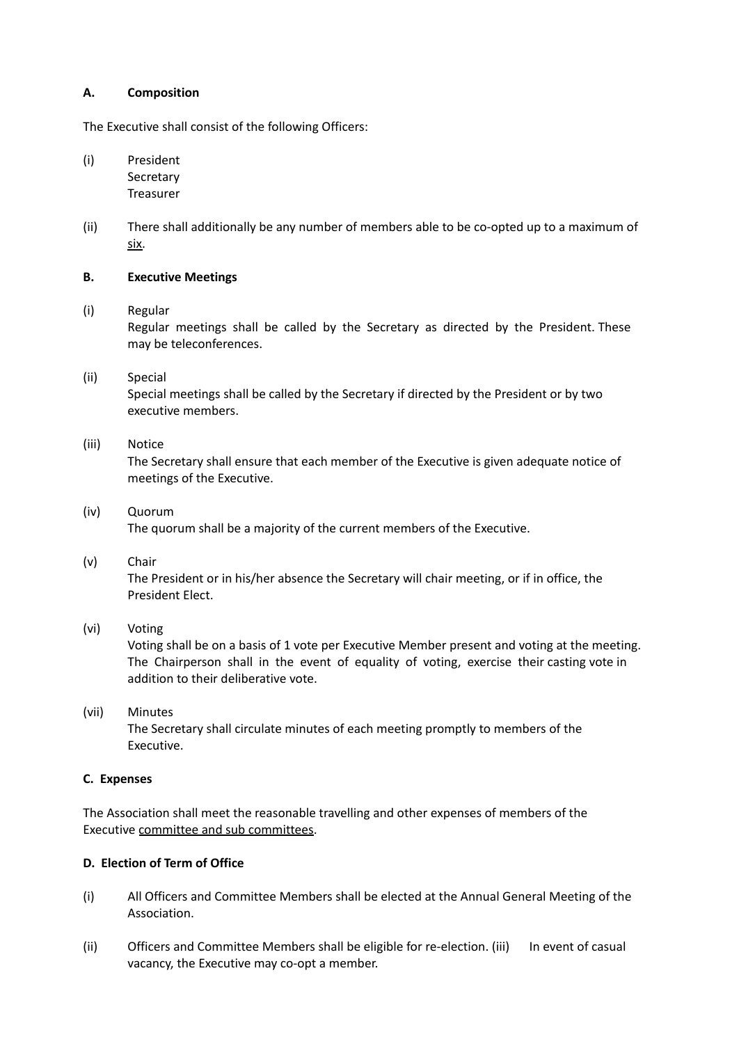**A. Composition**

The Executive shall consist of the following Officers:

(i) President
Secretary
Treasurer

(ii) There shall additionally be any number of members able to be co-opted up to a maximum of <u>six</u>.

**B. Executive Meetings**

(i) Regular
Regular meetings shall be called by the Secretary as directed by the President. These may be teleconferences.

(ii) Special
Special meetings shall be called by the Secretary if directed by the President or by two executive members.

(iii) Notice
The Secretary shall ensure that each member of the Executive is given adequate notice of meetings of the Executive.

(iv) Quorum
The quorum shall be a majority of the current members of the Executive.

(v) Chair
The President or in his/her absence the Secretary will chair meeting, or if in office, the President Elect.

(vi) Voting
Voting shall be on a basis of 1 vote per Executive Member present and voting at the meeting. The Chairperson shall in the event of equality of voting, exercise their casting vote in addition to their deliberative vote.

(vii) Minutes
The Secretary shall circulate minutes of each meeting promptly to members of the Executive.

**C. Expenses**

The Association shall meet the reasonable travelling and other expenses of members of the Executive <u>committee and sub committees</u>.

**D. Election of Term of Office**

(i) All Officers and Committee Members shall be elected at the Annual General Meeting of the Association.

(ii) Officers and Committee Members shall be eligible for re-election. (iii) In event of casual vacancy, the Executive may co-opt a member.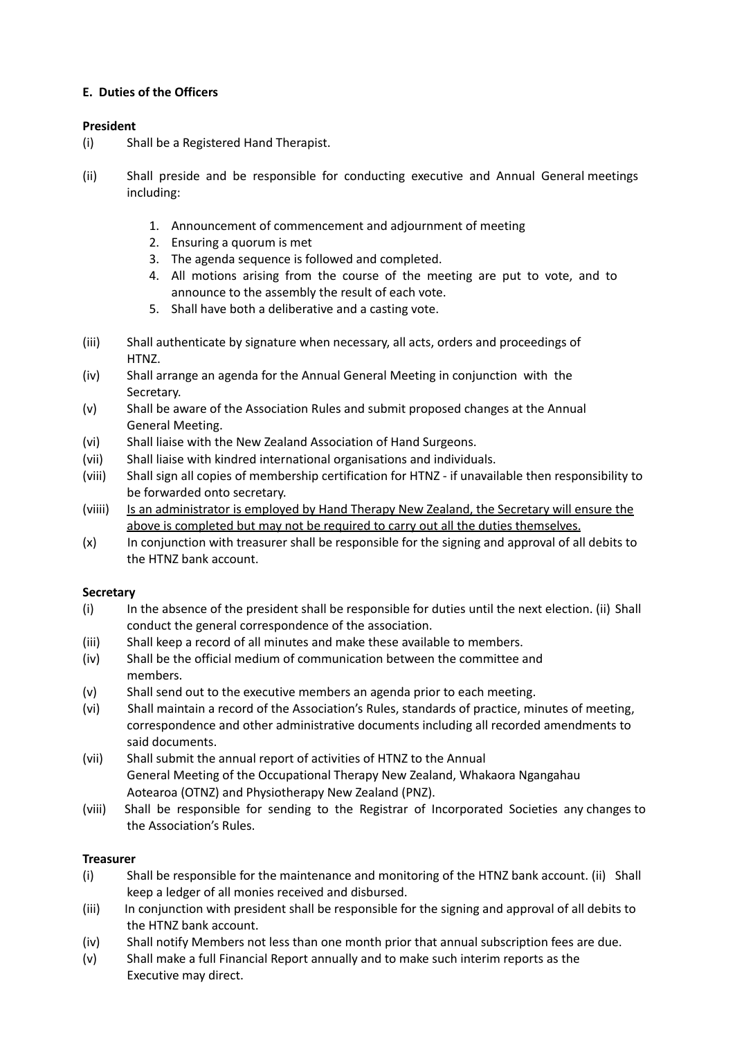**E. Duties of the Officers**

**President**

(i) Shall be a Registered Hand Therapist.

(ii) Shall preside and be responsible for conducting executive and Annual General meetings including:

1. Announcement of commencement and adjournment of meeting
2. Ensuring a quorum is met
3. The agenda sequence is followed and completed.
4. All motions arising from the course of the meeting are put to vote, and to announce to the assembly the result of each vote.
5. Shall have both a deliberative and a casting vote.

(iii) Shall authenticate by signature when necessary, all acts, orders and proceedings of HTNZ.

(iv) Shall arrange an agenda for the Annual General Meeting in conjunction with the Secretary.

(v) Shall be aware of the Association Rules and submit proposed changes at the Annual General Meeting.

(vi) Shall liaise with the New Zealand Association of Hand Surgeons.

(vii) Shall liaise with kindred international organisations and individuals.

(viii) Shall sign all copies of membership certification for HTNZ - if unavailable then responsibility to be forwarded onto secretary.

(viiii) <u>Is an administrator is employed by Hand Therapy New Zealand, the Secretary will ensure the above is completed but may not be required to carry out all the duties themselves.</u>

(x) In conjunction with treasurer shall be responsible for the signing and approval of all debits to the HTNZ bank account.

**Secretary**

(i) In the absence of the president shall be responsible for duties until the next election. (ii) Shall conduct the general correspondence of the association.

(iii) Shall keep a record of all minutes and make these available to members.

(iv) Shall be the official medium of communication between the committee and members.

(v) Shall send out to the executive members an agenda prior to each meeting.

(vi) Shall maintain a record of the Association's Rules, standards of practice, minutes of meeting, correspondence and other administrative documents including all recorded amendments to said documents.

(vii) Shall submit the annual report of activities of HTNZ to the Annual General Meeting of the Occupational Therapy New Zealand, Whakaora Ngangahau Aotearoa (OTNZ) and Physiotherapy New Zealand (PNZ).

(viii) Shall be responsible for sending to the Registrar of Incorporated Societies any changes to the Association's Rules.

**Treasurer**

(i) Shall be responsible for the maintenance and monitoring of the HTNZ bank account. (ii) Shall keep a ledger of all monies received and disbursed.

(iii) In conjunction with president shall be responsible for the signing and approval of all debits to the HTNZ bank account.

(iv) Shall notify Members not less than one month prior that annual subscription fees are due.

(v) Shall make a full Financial Report annually and to make such interim reports as the Executive may direct.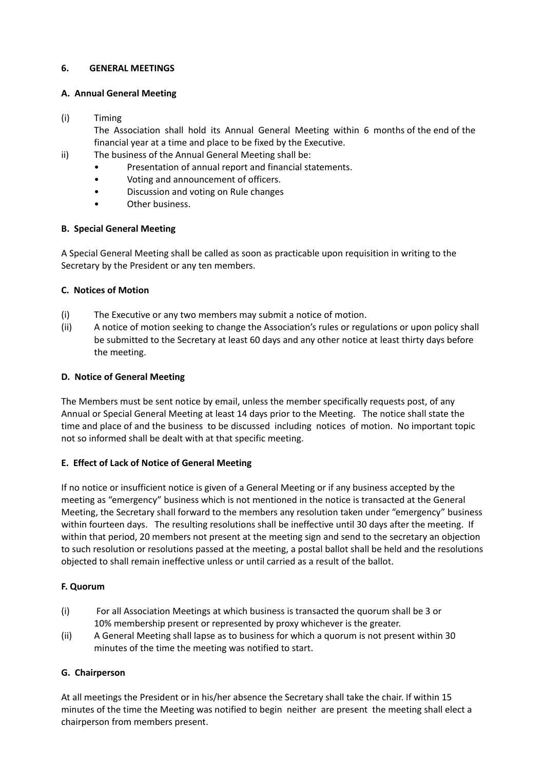## 6. GENERAL MEETINGS

### A. Annual General Meeting

(i) Timing
The Association shall hold its Annual General Meeting within 6 months of the end of the financial year at a time and place to be fixed by the Executive.

ii) The business of the Annual General Meeting shall be:
- Presentation of annual report and financial statements.
- Voting and announcement of officers.
- Discussion and voting on Rule changes
- Other business.

### B. Special General Meeting

A Special General Meeting shall be called as soon as practicable upon requisition in writing to the Secretary by the President or any ten members.

### C. Notices of Motion

(i) The Executive or any two members may submit a notice of motion.

(ii) A notice of motion seeking to change the Association's rules or regulations or upon policy shall be submitted to the Secretary at least 60 days and any other notice at least thirty days before the meeting.

### D. Notice of General Meeting

The Members must be sent notice by email, unless the member specifically requests post, of any Annual or Special General Meeting at least 14 days prior to the Meeting. The notice shall state the time and place of and the business to be discussed including notices of motion. No important topic not so informed shall be dealt with at that specific meeting.

### E. Effect of Lack of Notice of General Meeting

If no notice or insufficient notice is given of a General Meeting or if any business accepted by the meeting as "emergency" business which is not mentioned in the notice is transacted at the General Meeting, the Secretary shall forward to the members any resolution taken under "emergency" business within fourteen days. The resulting resolutions shall be ineffective until 30 days after the meeting. If within that period, 20 members not present at the meeting sign and send to the secretary an objection to such resolution or resolutions passed at the meeting, a postal ballot shall be held and the resolutions objected to shall remain ineffective unless or until carried as a result of the ballot.

### F. Quorum

(i) For all Association Meetings at which business is transacted the quorum shall be 3 or 10% membership present or represented by proxy whichever is the greater.

(ii) A General Meeting shall lapse as to business for which a quorum is not present within 30 minutes of the time the meeting was notified to start.

### G. Chairperson

At all meetings the President or in his/her absence the Secretary shall take the chair. If within 15 minutes of the time the Meeting was notified to begin neither are present the meeting shall elect a chairperson from members present.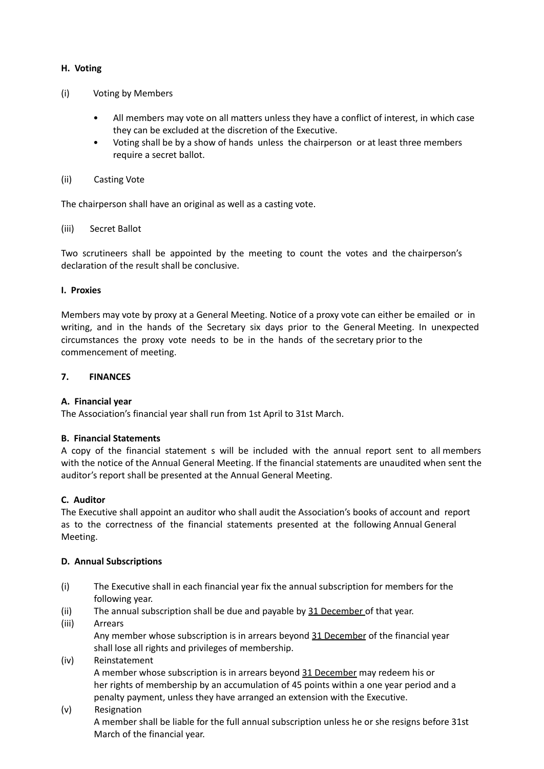**H. Voting**

(i) Voting by Members

- All members may vote on all matters unless they have a conflict of interest, in which case they can be excluded at the discretion of the Executive.
- Voting shall be by a show of hands unless the chairperson or at least three members require a secret ballot.

(ii) Casting Vote

The chairperson shall have an original as well as a casting vote.

(iii) Secret Ballot

Two scrutineers shall be appointed by the meeting to count the votes and the chairperson's declaration of the result shall be conclusive.

**I. Proxies**

Members may vote by proxy at a General Meeting. Notice of a proxy vote can either be emailed or in writing, and in the hands of the Secretary six days prior to the General Meeting. In unexpected circumstances the proxy vote needs to be in the hands of the secretary prior to the commencement of meeting.

**7. FINANCES**

**A. Financial year**

The Association's financial year shall run from 1st April to 31st March.

**B. Financial Statements**

A copy of the financial statement s will be included with the annual report sent to all members with the notice of the Annual General Meeting. If the financial statements are unaudited when sent the auditor's report shall be presented at the Annual General Meeting.

**C. Auditor**

The Executive shall appoint an auditor who shall audit the Association's books of account and report as to the correctness of the financial statements presented at the following Annual General Meeting.

**D. Annual Subscriptions**

(i) The Executive shall in each financial year fix the annual subscription for members for the following year.

(ii) The annual subscription shall be due and payable by <u>31 December</u> of that year.

(iii) Arrears
Any member whose subscription is in arrears beyond <u>31 December</u> of the financial year shall lose all rights and privileges of membership.

(iv) Reinstatement
A member whose subscription is in arrears beyond <u>31 December</u> may redeem his or her rights of membership by an accumulation of 45 points within a one year period and a penalty payment, unless they have arranged an extension with the Executive.

(v) Resignation
A member shall be liable for the full annual subscription unless he or she resigns before 31st March of the financial year.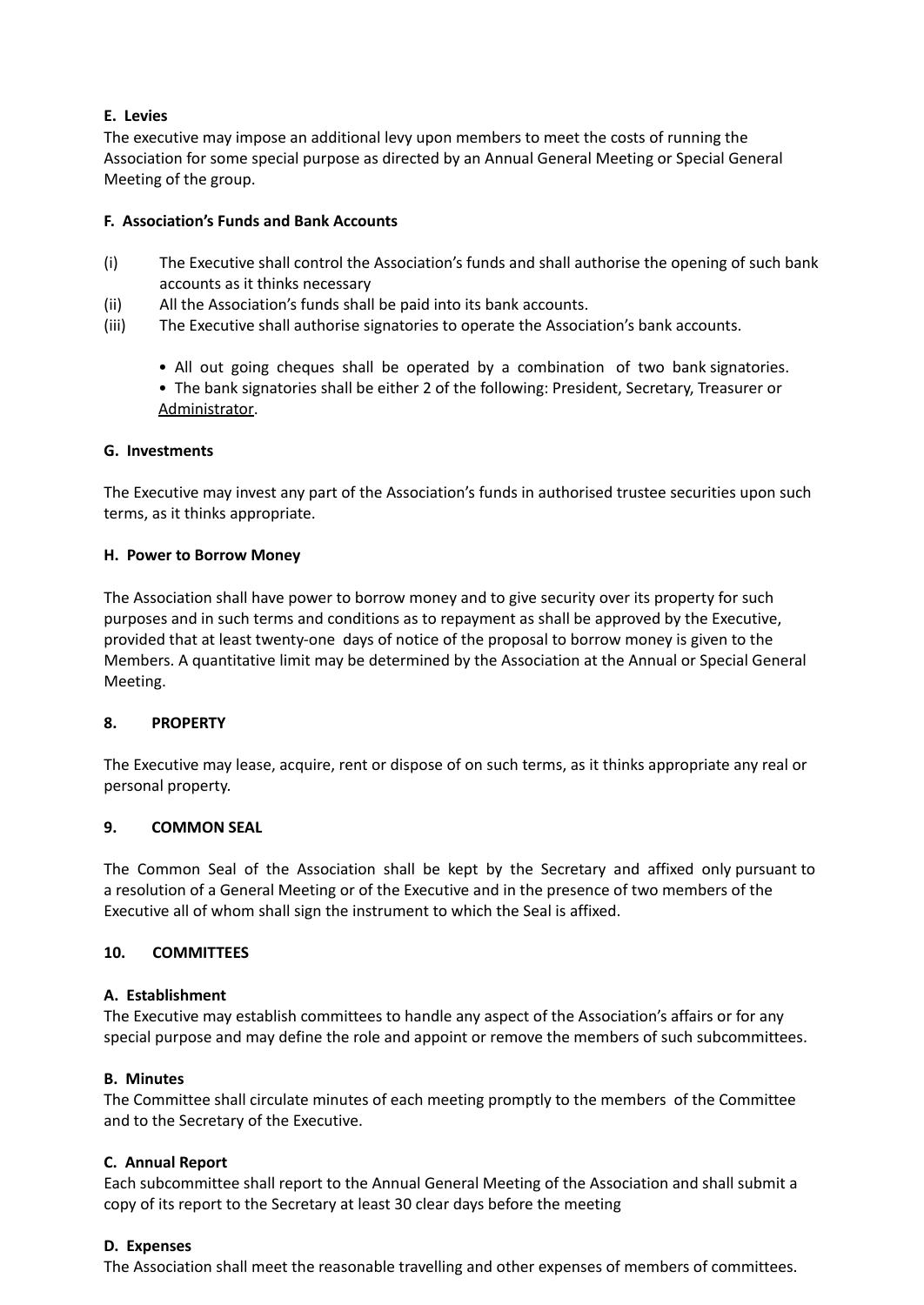**E. Levies**

The executive may impose an additional levy upon members to meet the costs of running the Association for some special purpose as directed by an Annual General Meeting or Special General Meeting of the group.

**F. Association's Funds and Bank Accounts**

(i) The Executive shall control the Association's funds and shall authorise the opening of such bank accounts as it thinks necessary

(ii) All the Association's funds shall be paid into its bank accounts.

(iii) The Executive shall authorise signatories to operate the Association's bank accounts.

- All out going cheques shall be operated by a combination of two bank signatories.
- The bank signatories shall be either 2 of the following: President, Secretary, Treasurer or Administrator.

**G. Investments**

The Executive may invest any part of the Association's funds in authorised trustee securities upon such terms, as it thinks appropriate.

**H. Power to Borrow Money**

The Association shall have power to borrow money and to give security over its property for such purposes and in such terms and conditions as to repayment as shall be approved by the Executive, provided that at least twenty-one days of notice of the proposal to borrow money is given to the Members. A quantitative limit may be determined by the Association at the Annual or Special General Meeting.

**8. PROPERTY**

The Executive may lease, acquire, rent or dispose of on such terms, as it thinks appropriate any real or personal property.

**9. COMMON SEAL**

The Common Seal of the Association shall be kept by the Secretary and affixed only pursuant to a resolution of a General Meeting or of the Executive and in the presence of two members of the Executive all of whom shall sign the instrument to which the Seal is affixed.

**10. COMMITTEES**

**A. Establishment**

The Executive may establish committees to handle any aspect of the Association's affairs or for any special purpose and may define the role and appoint or remove the members of such subcommittees.

**B. Minutes**

The Committee shall circulate minutes of each meeting promptly to the members of the Committee and to the Secretary of the Executive.

**C. Annual Report**

Each subcommittee shall report to the Annual General Meeting of the Association and shall submit a copy of its report to the Secretary at least 30 clear days before the meeting

**D. Expenses**

The Association shall meet the reasonable travelling and other expenses of members of committees.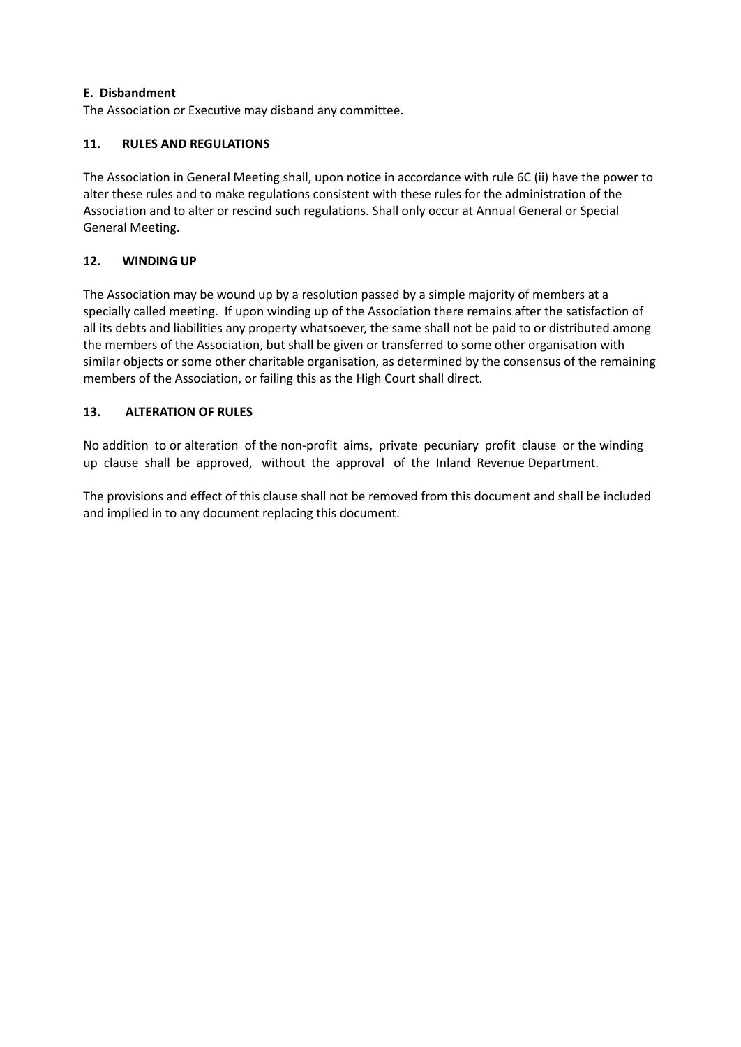**E. Disbandment**

The Association or Executive may disband any committee.

**11. RULES AND REGULATIONS**

The Association in General Meeting shall, upon notice in accordance with rule 6C (ii) have the power to alter these rules and to make regulations consistent with these rules for the administration of the Association and to alter or rescind such regulations. Shall only occur at Annual General or Special General Meeting.

**12. WINDING UP**

The Association may be wound up by a resolution passed by a simple majority of members at a specially called meeting. If upon winding up of the Association there remains after the satisfaction of all its debts and liabilities any property whatsoever, the same shall not be paid to or distributed among the members of the Association, but shall be given or transferred to some other organisation with similar objects or some other charitable organisation, as determined by the consensus of the remaining members of the Association, or failing this as the High Court shall direct.

**13. ALTERATION OF RULES**

No addition to or alteration of the non-profit aims, private pecuniary profit clause or the winding up clause shall be approved, without the approval of the Inland Revenue Department.

The provisions and effect of this clause shall not be removed from this document and shall be included and implied in to any document replacing this document.